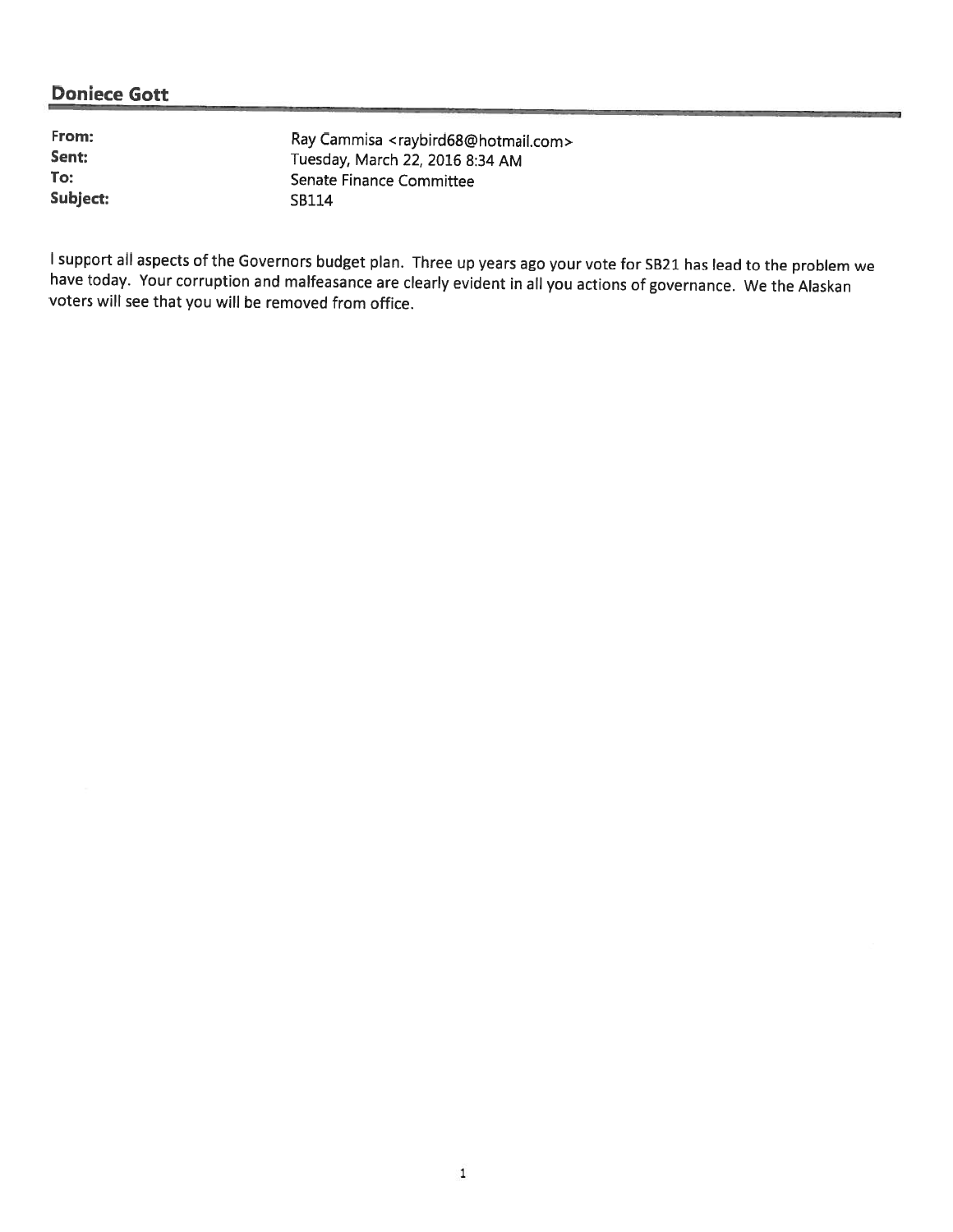## Doniece Gott

**From:** Ray Cammisa <raybird68@hotmail.com>
**Sent:** Tuesday, March 22, 2016 8:34 AM
**To:** Senate Finance Committee
**Subject:** SB114

I support all aspects of the Governors budget plan. Three up years ago your vote for SB21 has lead to the problem we have today. Your corruption and malfeasance are clearly evident in all you actions of governance. We the Alaskan voters will see that you will be removed from office.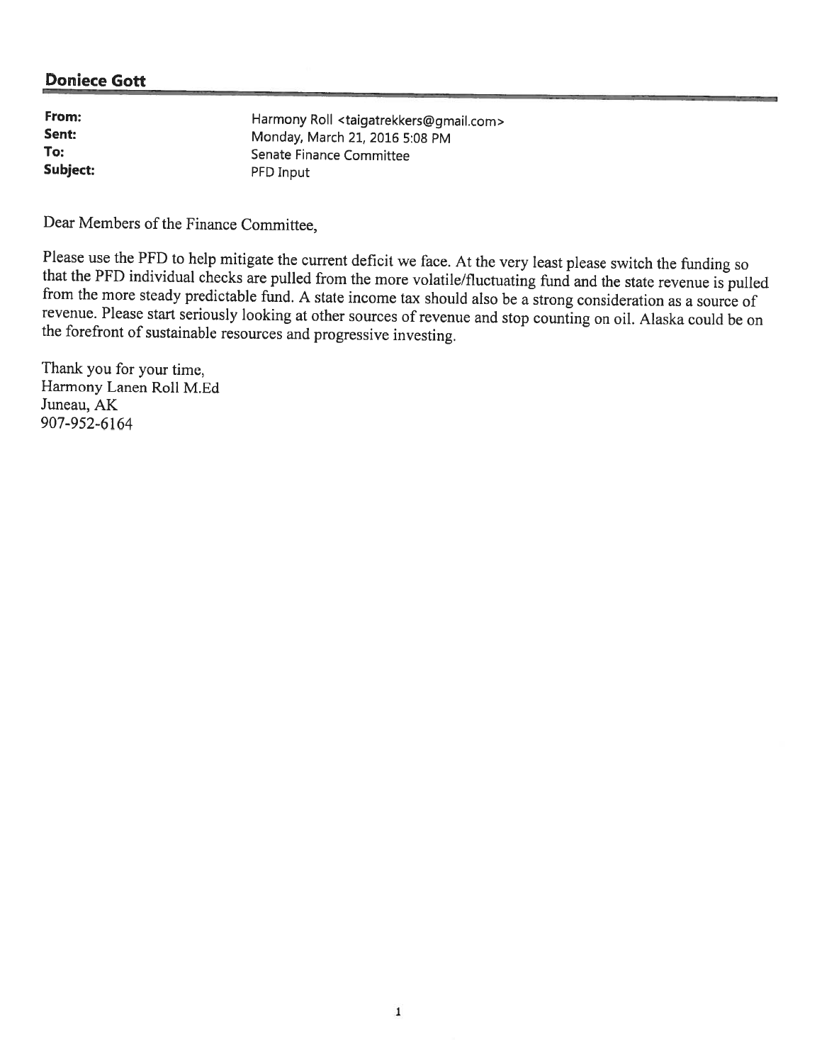## Doniece Gott

**From:** Harmony Roll <taigatrekkers@gmail.com>
**Sent:** Monday, March 21, 2016 5:08 PM
**To:** Senate Finance Committee
**Subject:** PFD Input

Dear Members of the Finance Committee,

Please use the PFD to help mitigate the current deficit we face. At the very least please switch the funding so that the PFD individual checks are pulled from the more volatile/fluctuating fund and the state revenue is pulled from the more steady predictable fund. A state income tax should also be a strong consideration as a source of revenue. Please start seriously looking at other sources of revenue and stop counting on oil. Alaska could be on the forefront of sustainable resources and progressive investing.

Thank you for your time,
Harmony Lanen Roll M.Ed
Juneau, AK
907-952-6164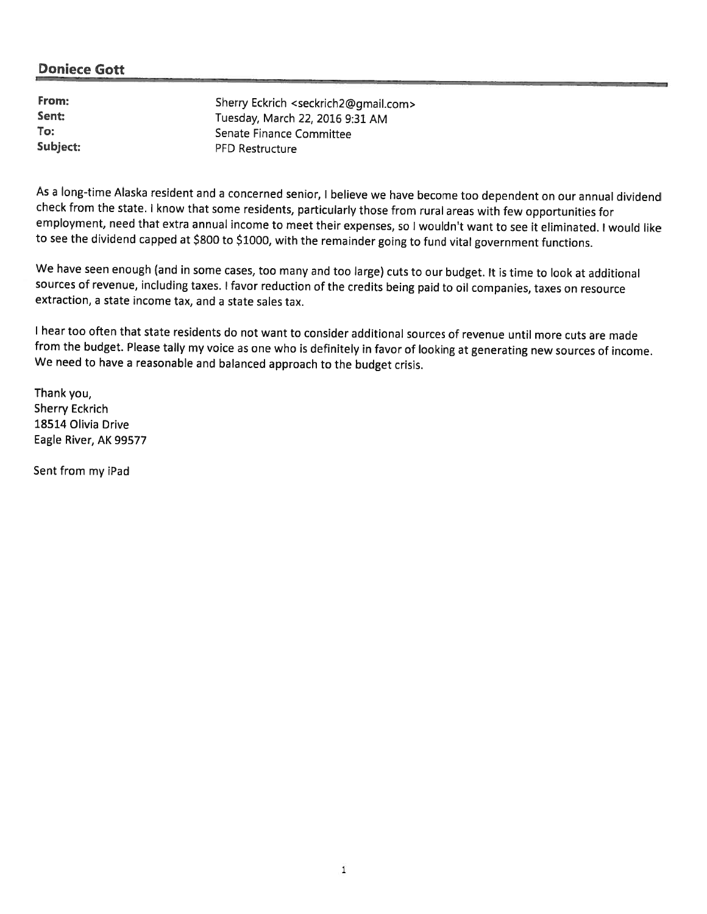## Doniece Gott

| | |
|---|---|
| **From:** | Sherry Eckrich <seckrich2@gmail.com> |
| **Sent:** | Tuesday, March 22, 2016 9:31 AM |
| **To:** | Senate Finance Committee |
| **Subject:** | PFD Restructure |

As a long-time Alaska resident and a concerned senior, I believe we have become too dependent on our annual dividend check from the state. I know that some residents, particularly those from rural areas with few opportunities for employment, need that extra annual income to meet their expenses, so I wouldn't want to see it eliminated. I would like to see the dividend capped at $800 to $1000, with the remainder going to fund vital government functions.

We have seen enough (and in some cases, too many and too large) cuts to our budget. It is time to look at additional sources of revenue, including taxes. I favor reduction of the credits being paid to oil companies, taxes on resource extraction, a state income tax, and a state sales tax.

I hear too often that state residents do not want to consider additional sources of revenue until more cuts are made from the budget. Please tally my voice as one who is definitely in favor of looking at generating new sources of income. We need to have a reasonable and balanced approach to the budget crisis.

Thank you,
Sherry Eckrich
18514 Olivia Drive
Eagle River, AK 99577

Sent from my iPad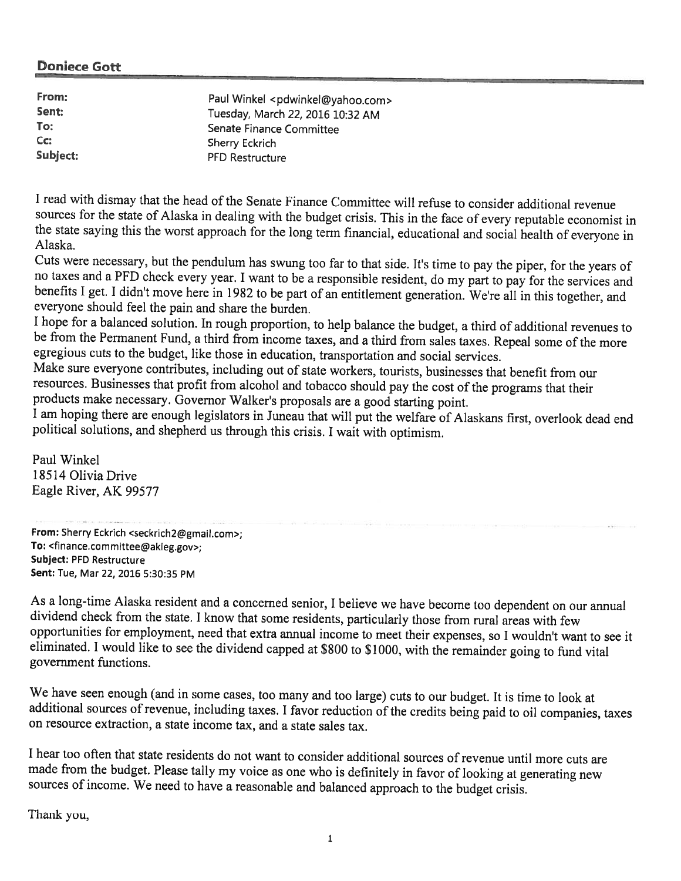**Doniece Gott**

| | |
|---|---|
| **From:** | Paul Winkel <pdwinkel@yahoo.com> |
| **Sent:** | Tuesday, March 22, 2016 10:32 AM |
| **To:** | Senate Finance Committee |
| **Cc:** | Sherry Eckrich |
| **Subject:** | PFD Restructure |

I read with dismay that the head of the Senate Finance Committee will refuse to consider additional revenue sources for the state of Alaska in dealing with the budget crisis. This in the face of every reputable economist in the state saying this the worst approach for the long term financial, educational and social health of everyone in Alaska.

Cuts were necessary, but the pendulum has swung too far to that side. It's time to pay the piper, for the years of no taxes and a PFD check every year. I want to be a responsible resident, do my part to pay for the services and benefits I get. I didn't move here in 1982 to be part of an entitlement generation. We're all in this together, and everyone should feel the pain and share the burden.

I hope for a balanced solution. In rough proportion, to help balance the budget, a third of additional revenues to be from the Permanent Fund, a third from income taxes, and a third from sales taxes. Repeal some of the more egregious cuts to the budget, like those in education, transportation and social services.

Make sure everyone contributes, including out of state workers, tourists, businesses that benefit from our resources. Businesses that profit from alcohol and tobacco should pay the cost of the programs that their products make necessary. Governor Walker's proposals are a good starting point.

I am hoping there are enough legislators in Juneau that will put the welfare of Alaskans first, overlook dead end political solutions, and shepherd us through this crisis. I wait with optimism.

Paul Winkel
18514 Olivia Drive
Eagle River, AK 99577

---

**From:** Sherry Eckrich <seckrich2@gmail.com>;
**To:** <finance.committee@akleg.gov>;
**Subject:** PFD Restructure
**Sent:** Tue, Mar 22, 2016 5:30:35 PM

As a long-time Alaska resident and a concerned senior, I believe we have become too dependent on our annual dividend check from the state. I know that some residents, particularly those from rural areas with few opportunities for employment, need that extra annual income to meet their expenses, so I wouldn't want to see it eliminated. I would like to see the dividend capped at $800 to $1000, with the remainder going to fund vital government functions.

We have seen enough (and in some cases, too many and too large) cuts to our budget. It is time to look at additional sources of revenue, including taxes. I favor reduction of the credits being paid to oil companies, taxes on resource extraction, a state income tax, and a state sales tax.

I hear too often that state residents do not want to consider additional sources of revenue until more cuts are made from the budget. Please tally my voice as one who is definitely in favor of looking at generating new sources of income. We need to have a reasonable and balanced approach to the budget crisis.

Thank you,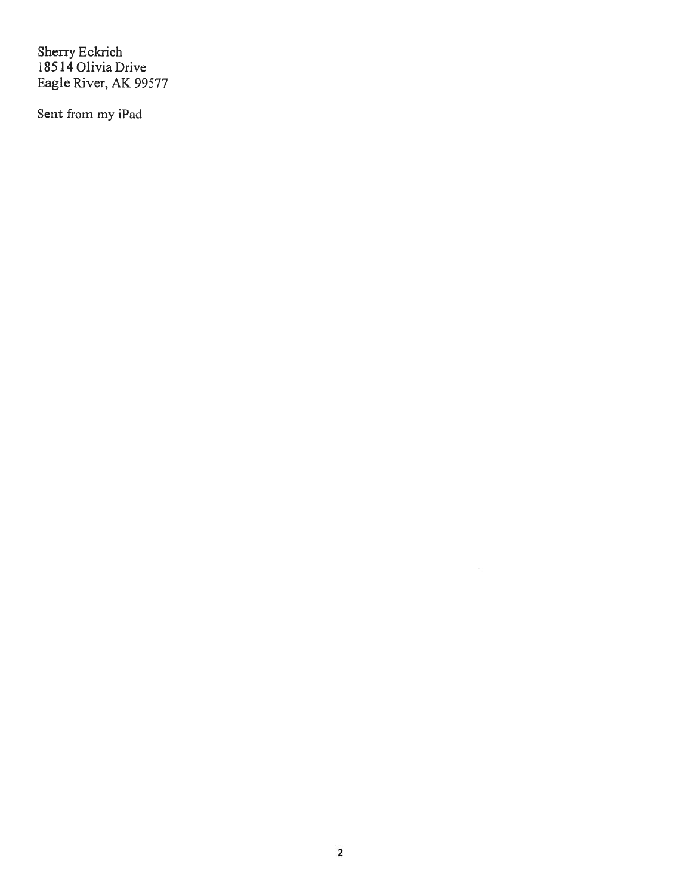Sherry Eckrich
18514 Olivia Drive
Eagle River, AK 99577

Sent from my iPad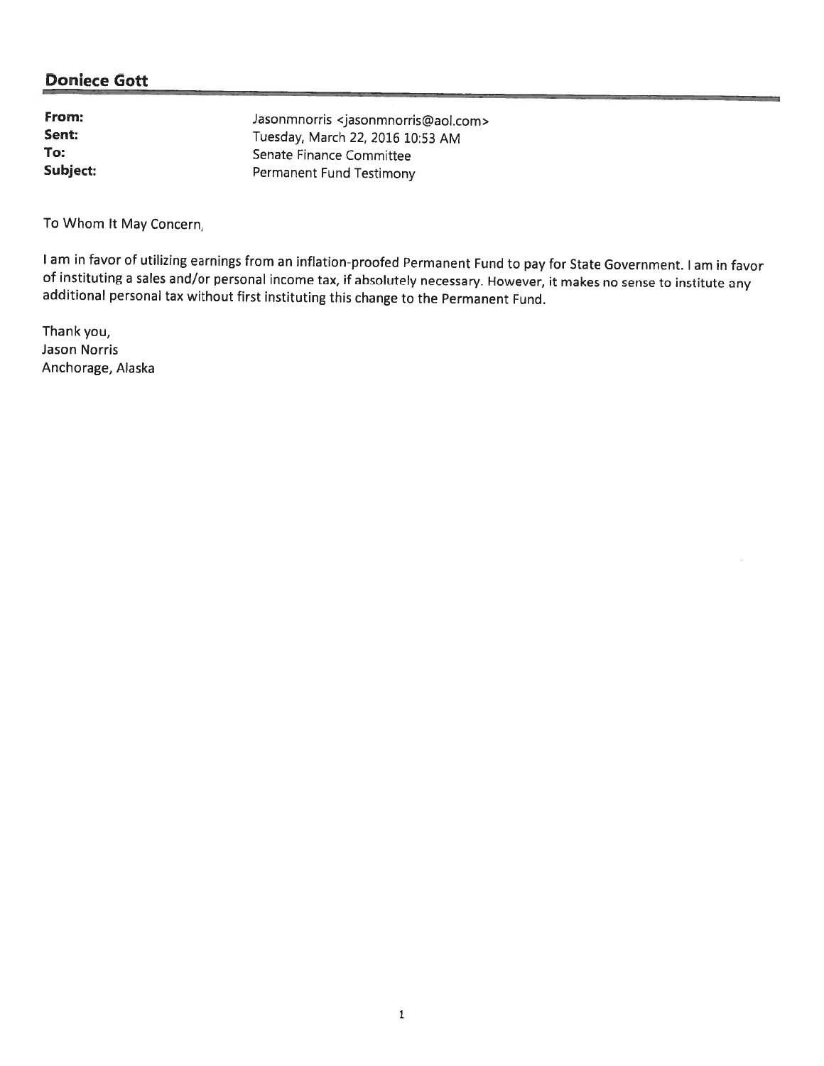**Doniece Gott**

| | |
|---|---|
| **From:** | Jasonmnorris <jasonmnorris@aol.com> |
| **Sent:** | Tuesday, March 22, 2016 10:53 AM |
| **To:** | Senate Finance Committee |
| **Subject:** | Permanent Fund Testimony |

To Whom It May Concern,

I am in favor of utilizing earnings from an inflation-proofed Permanent Fund to pay for State Government. I am in favor of instituting a sales and/or personal income tax, if absolutely necessary. However, it makes no sense to institute any additional personal tax without first instituting this change to the Permanent Fund.

Thank you,
Jason Norris
Anchorage, Alaska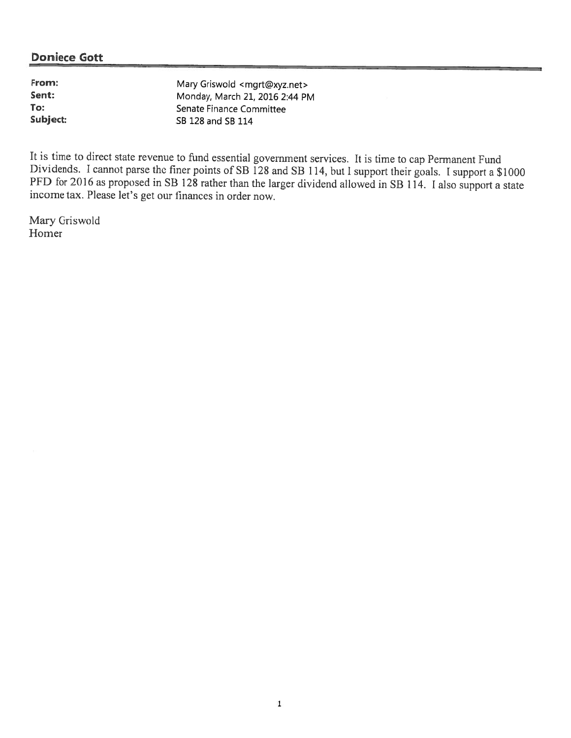**Doniece Gott**

---

| | |
|---|---|
| **From:** | Mary Griswold <mgrt@xyz.net> |
| **Sent:** | Monday, March 21, 2016 2:44 PM |
| **To:** | Senate Finance Committee |
| **Subject:** | SB 128 and SB 114 |

It is time to direct state revenue to fund essential government services. It is time to cap Permanent Fund Dividends. I cannot parse the finer points of SB 128 and SB 114, but I support their goals. I support a $1000 PFD for 2016 as proposed in SB 128 rather than the larger dividend allowed in SB 114. I also support a state income tax. Please let's get our finances in order now.

Mary Griswold
Homer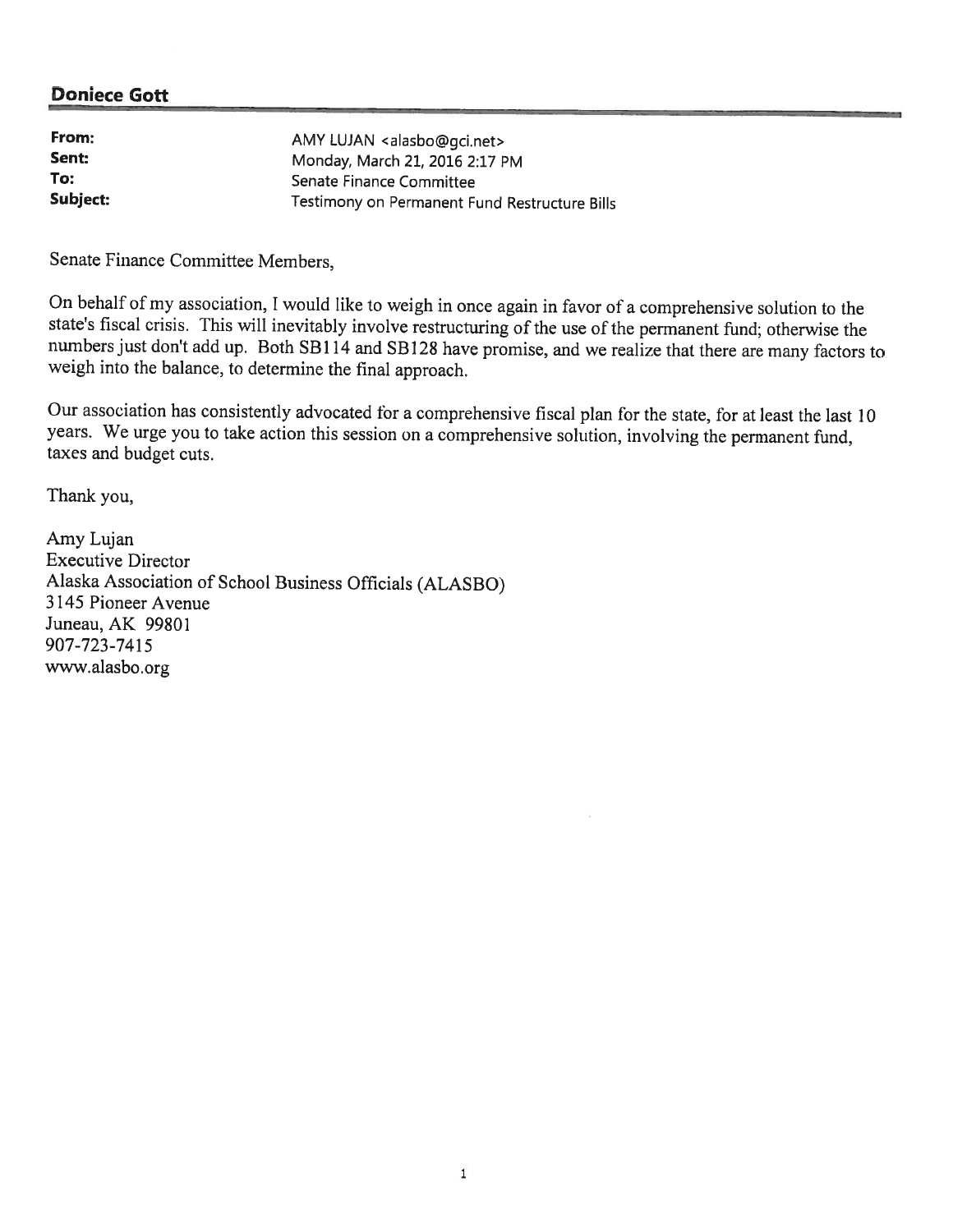## Doniece Gott

**From:** AMY LUJAN <alasbo@gci.net>
**Sent:** Monday, March 21, 2016 2:17 PM
**To:** Senate Finance Committee
**Subject:** Testimony on Permanent Fund Restructure Bills

Senate Finance Committee Members,

On behalf of my association, I would like to weigh in once again in favor of a comprehensive solution to the state's fiscal crisis. This will inevitably involve restructuring of the use of the permanent fund; otherwise the numbers just don't add up. Both SB114 and SB128 have promise, and we realize that there are many factors to weigh into the balance, to determine the final approach.

Our association has consistently advocated for a comprehensive fiscal plan for the state, for at least the last 10 years. We urge you to take action this session on a comprehensive solution, involving the permanent fund, taxes and budget cuts.

Thank you,

Amy Lujan
Executive Director
Alaska Association of School Business Officials (ALASBO)
3145 Pioneer Avenue
Juneau, AK 99801
907-723-7415
www.alasbo.org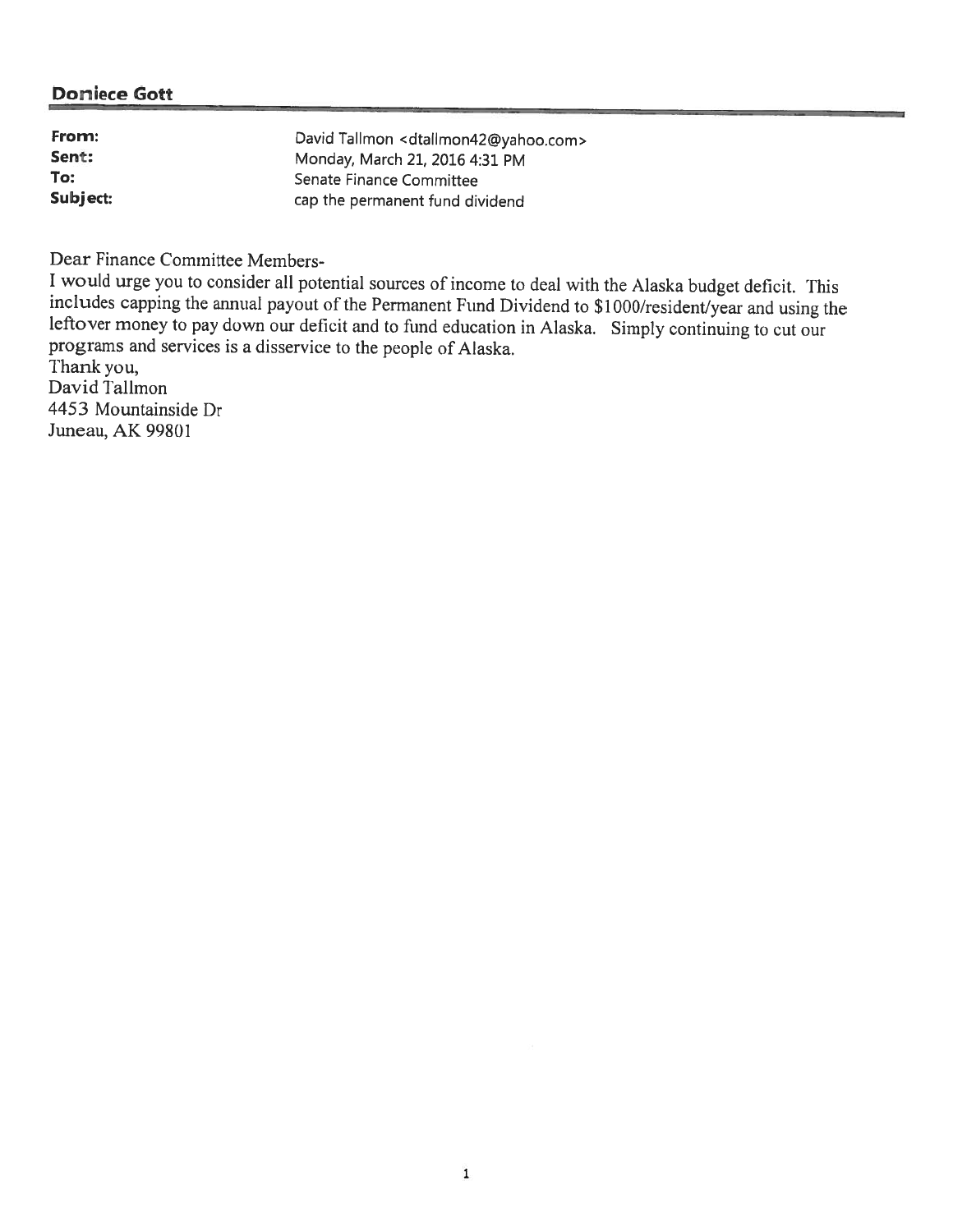**Doniece Gott**

| | |
|---|---|
| **From:** | David Tallmon <dtallmon42@yahoo.com> |
| **Sent:** | Monday, March 21, 2016 4:31 PM |
| **To:** | Senate Finance Committee |
| **Subject:** | cap the permanent fund dividend |

Dear Finance Committee Members-

I would urge you to consider all potential sources of income to deal with the Alaska budget deficit. This includes capping the annual payout of the Permanent Fund Dividend to $1000/resident/year and using the leftover money to pay down our deficit and to fund education in Alaska. Simply continuing to cut our programs and services is a disservice to the people of Alaska.

Thank you,
David Tallmon
4453 Mountainside Dr
Juneau, AK 99801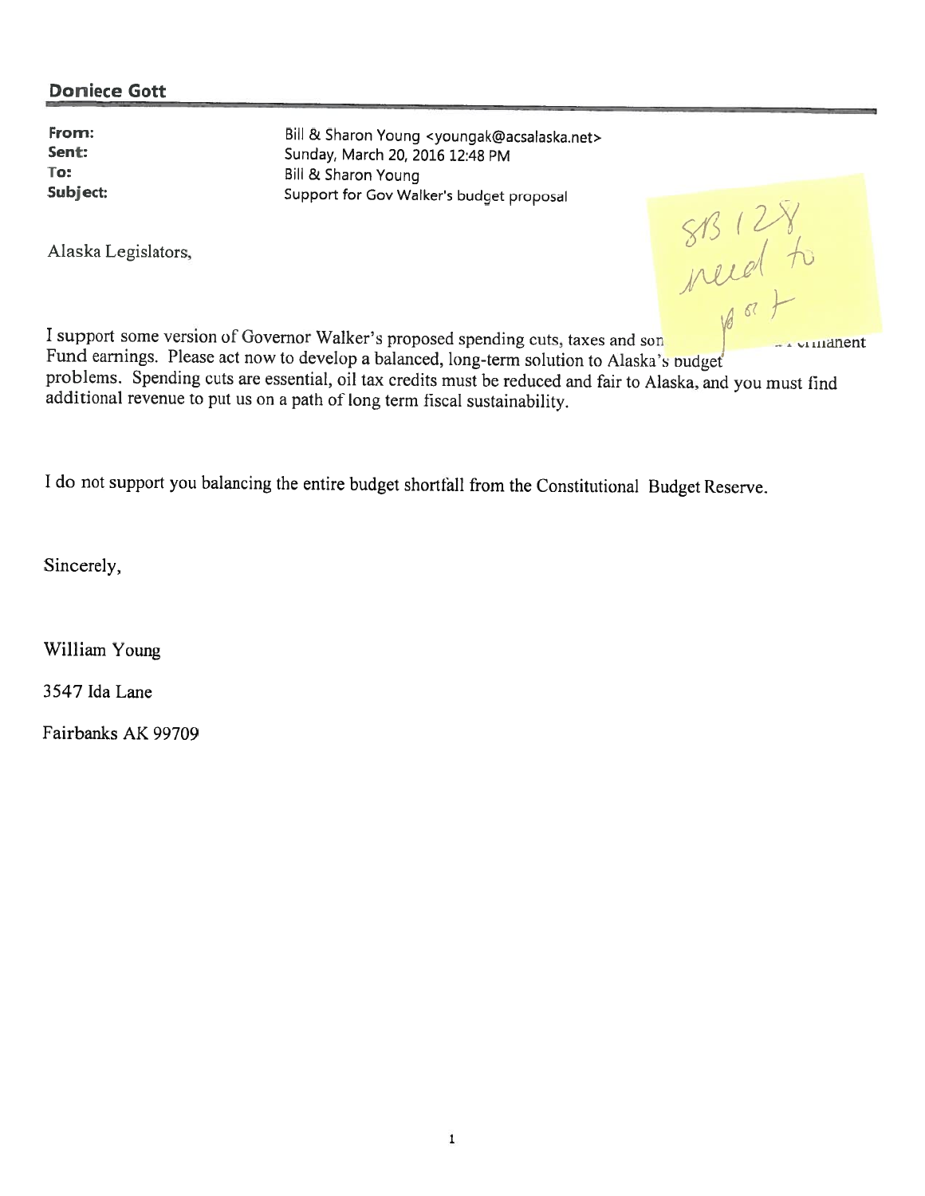**Doniece Gott**

**From:** Bill & Sharon Young <youngak@acsalaska.net>
**Sent:** Sunday, March 20, 2016 12:48 PM
**To:** Bill & Sharon Young
**Subject:** Support for Gov Walker's budget proposal

SB 128
need to
post

Alaska Legislators,

I support some version of Governor Walker's proposed spending cuts, taxes and son ... Permanent Fund earnings. Please act now to develop a balanced, long-term solution to Alaska's budget problems. Spending cuts are essential, oil tax credits must be reduced and fair to Alaska, and you must find additional revenue to put us on a path of long term fiscal sustainability.

I do not support you balancing the entire budget shortfall from the Constitutional Budget Reserve.

Sincerely,

William Young

3547 Ida Lane

Fairbanks AK 99709